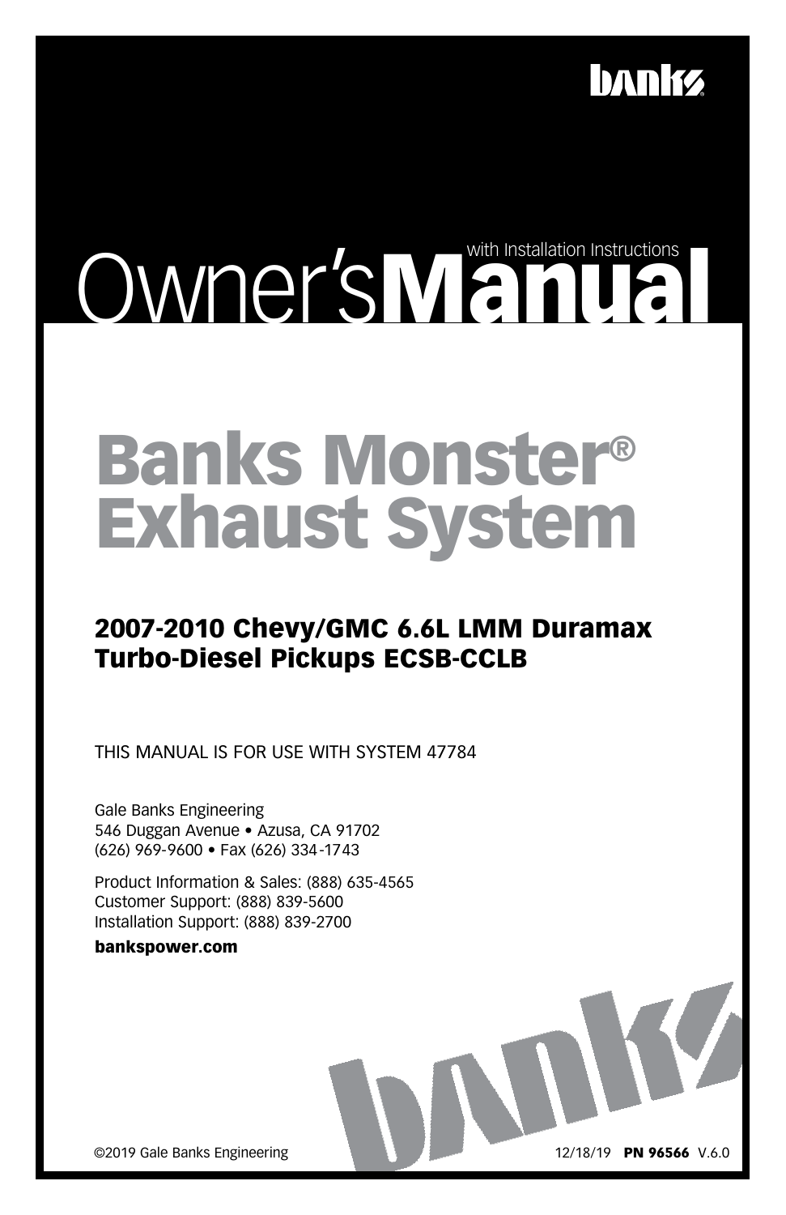# Owner's Manual

with Installation Instructions

# Banks Monster® Exhaust System

## 2007-2010 Chevy/GMC 6.6L LMM Duramax Turbo-Diesel Pickups ECSB-CCLB

THIS MANUAL IS FOR USE WITH SYSTEM 47784

Gale Banks Engineering
546 Duggan Avenue • Azusa, CA 91702
(626) 969-9600 • Fax (626) 334-1743

Product Information & Sales: (888) 635-4565
Customer Support: (888) 839-5600
Installation Support: (888) 839-2700

**bankspower.com**

©2019 Gale Banks Engineering

12/18/19 **PN 96566** V.6.0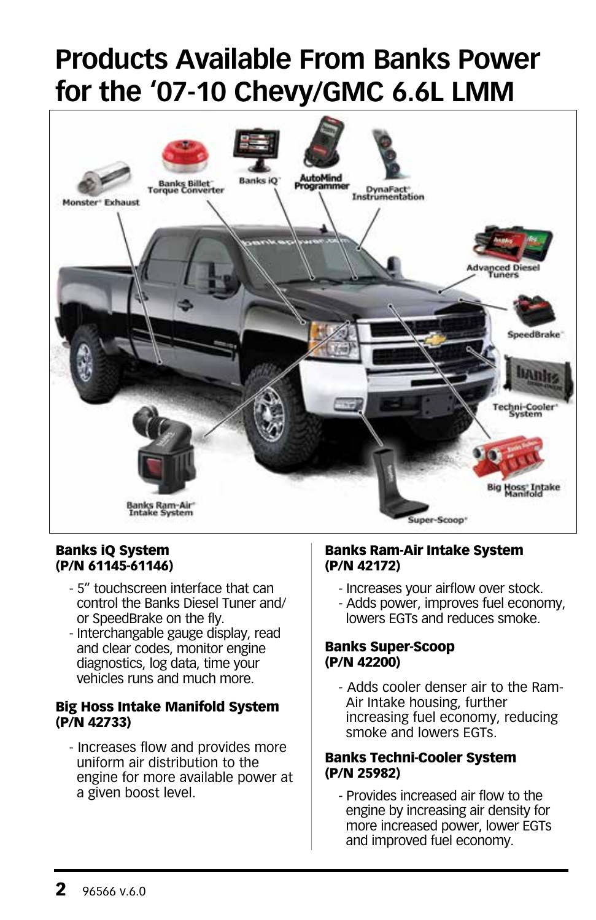# Products Available From Banks Power for the '07-10 Chevy/GMC 6.6L LMM

**Banks iQ System (P/N 61145-61146)**

- 5" touchscreen interface that can control the Banks Diesel Tuner and/ or SpeedBrake on the fly.
- Interchangable gauge display, read and clear codes, monitor engine diagnostics, log data, time your vehicles runs and much more.

**Big Hoss Intake Manifold System (P/N 42733)**

- Increases flow and provides more uniform air distribution to the engine for more available power at a given boost level.

**Banks Ram-Air Intake System (P/N 42172)**

- Increases your airflow over stock.
- Adds power, improves fuel economy, lowers EGTs and reduces smoke.

**Banks Super-Scoop (P/N 42200)**

- Adds cooler denser air to the Ram-Air Intake housing, further increasing fuel economy, reducing smoke and lowers EGTs.

**Banks Techni-Cooler System (P/N 25982)**

- Provides increased air flow to the engine by increasing air density for more increased power, lower EGTs and improved fuel economy.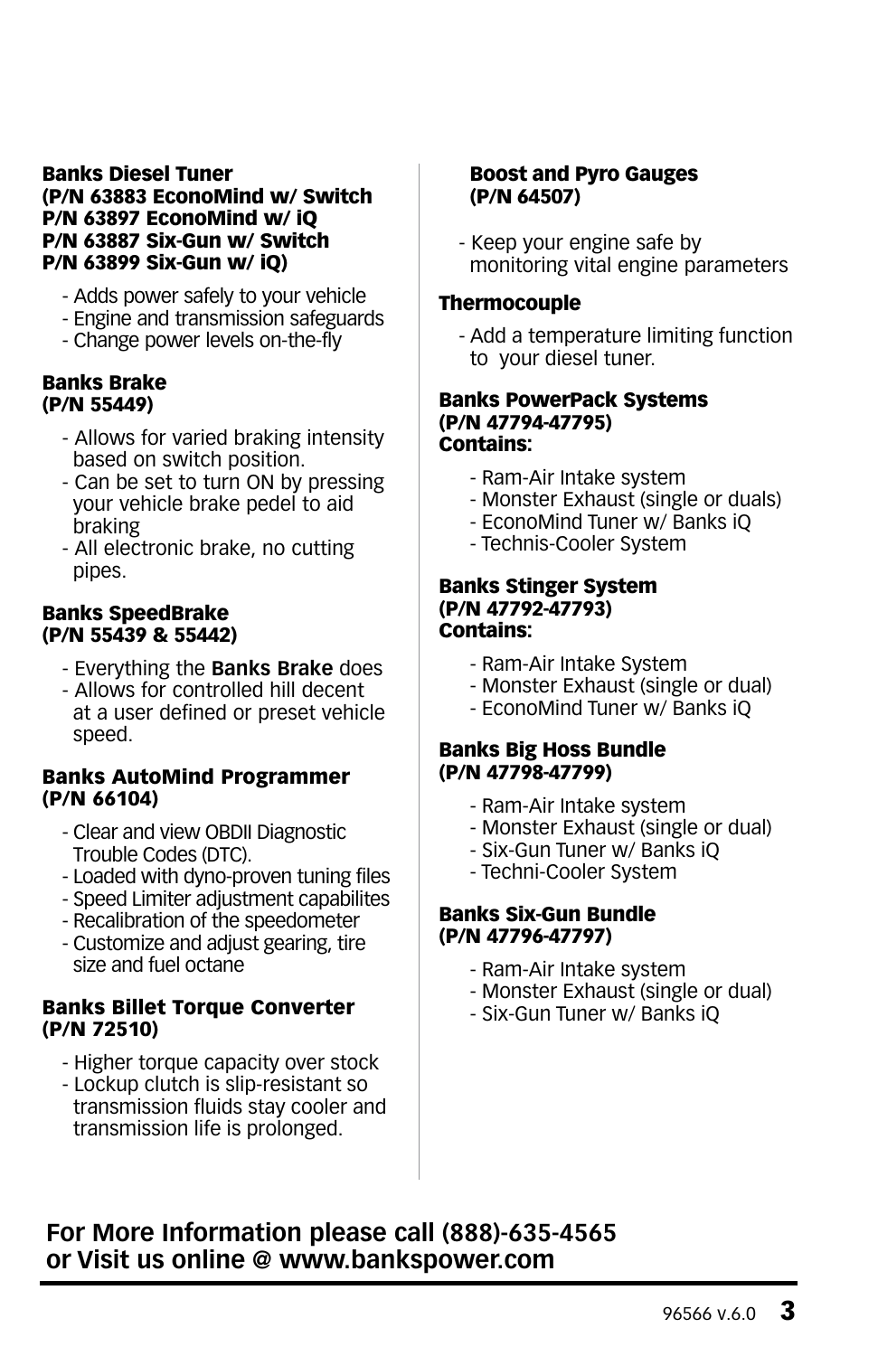**Banks Diesel Tuner**
**(P/N 63883 EconoMind w/ Switch**
**P/N 63897 EconoMind w/ iQ**
**P/N 63887 Six-Gun w/ Switch**
**P/N 63899 Six-Gun w/ iQ)**

- Adds power safely to your vehicle
- Engine and transmission safeguards
- Change power levels on-the-fly

**Banks Brake**
**(P/N 55449)**

- Allows for varied braking intensity based on switch position.
- Can be set to turn ON by pressing your vehicle brake pedel to aid braking
- All electronic brake, no cutting pipes.

**Banks SpeedBrake**
**(P/N 55439 & 55442)**

- Everything the **Banks Brake** does
- Allows for controlled hill decent at a user defined or preset vehicle speed.

**Banks AutoMind Programmer**
**(P/N 66104)**

- Clear and view OBDII Diagnostic Trouble Codes (DTC).
- Loaded with dyno-proven tuning files
- Speed Limiter adjustment capabilites
- Recalibration of the speedometer
- Customize and adjust gearing, tire size and fuel octane

**Banks Billet Torque Converter**
**(P/N 72510)**

- Higher torque capacity over stock
- Lockup clutch is slip-resistant so transmission fluids stay cooler and transmission life is prolonged.

**Boost and Pyro Gauges**
**(P/N 64507)**

- Keep your engine safe by monitoring vital engine parameters

**Thermocouple**

- Add a temperature limiting function to your diesel tuner.

**Banks PowerPack Systems**
**(P/N 47794-47795)**
**Contains:**

- Ram-Air Intake system
- Monster Exhaust (single or duals)
- EconoMind Tuner w/ Banks iQ
- Technis-Cooler System

**Banks Stinger System**
**(P/N 47792-47793)**
**Contains:**

- Ram-Air Intake System
- Monster Exhaust (single or dual)
- EconoMind Tuner w/ Banks iQ

**Banks Big Hoss Bundle**
**(P/N 47798-47799)**

- Ram-Air Intake system
- Monster Exhaust (single or dual)
- Six-Gun Tuner w/ Banks iQ
- Techni-Cooler System

**Banks Six-Gun Bundle**
**(P/N 47796-47797)**

- Ram-Air Intake system
- Monster Exhaust (single or dual)
- Six-Gun Tuner w/ Banks iQ

**For More Information please call (888)-635-4565**
**or Visit us online @ www.bankspower.com**

96566 v.6.0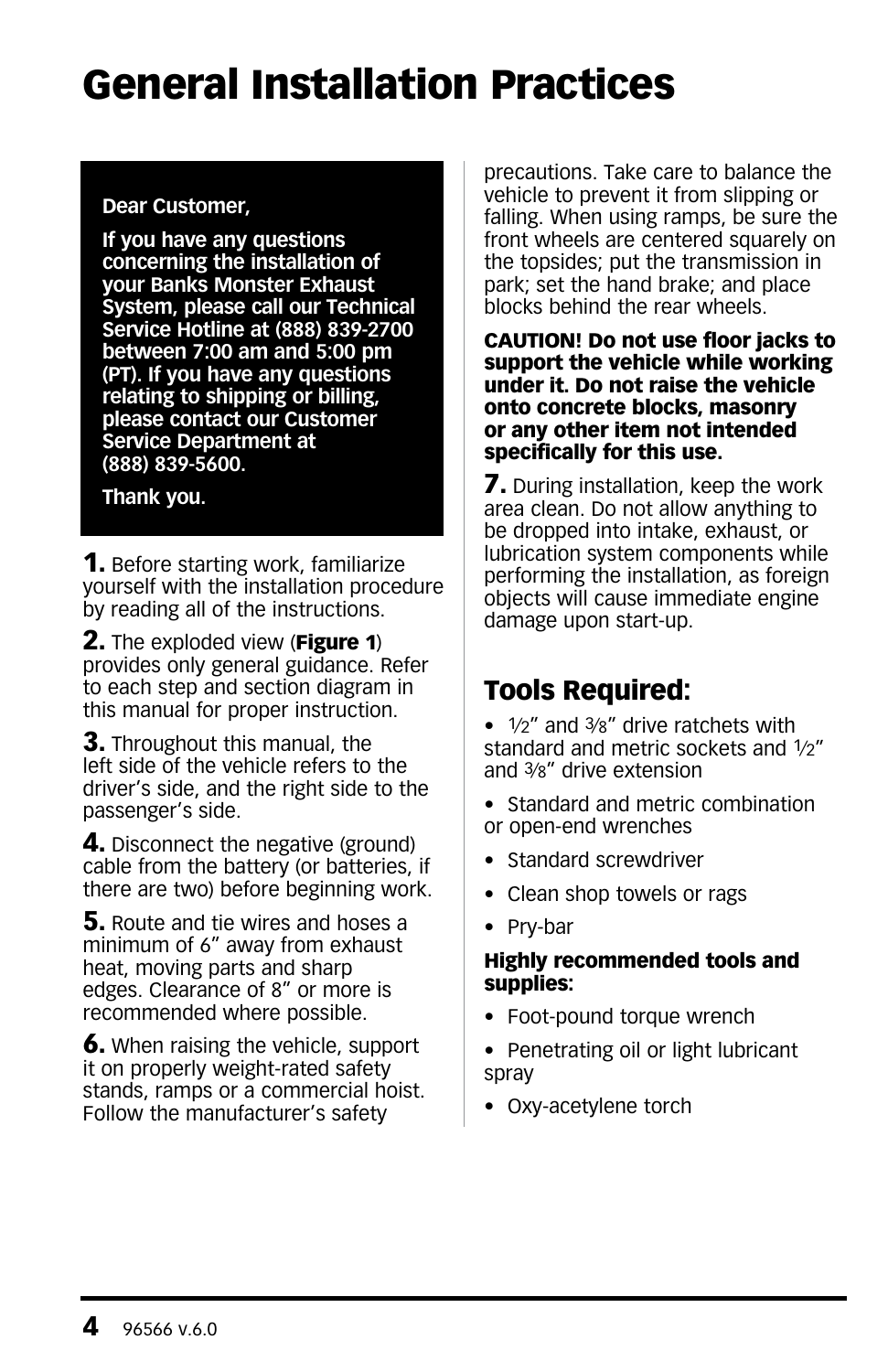# General Installation Practices

**Dear Customer,**

**If you have any questions concerning the installation of your Banks Monster Exhaust System, please call our Technical Service Hotline at (888) 839-2700 between 7:00 am and 5:00 pm (PT). If you have any questions relating to shipping or billing, please contact our Customer Service Department at (888) 839-5600.**

**Thank you.**

**1.** Before starting work, familiarize yourself with the installation procedure by reading all of the instructions.

**2.** The exploded view (**Figure 1**) provides only general guidance. Refer to each step and section diagram in this manual for proper instruction.

**3.** Throughout this manual, the left side of the vehicle refers to the driver's side, and the right side to the passenger's side.

**4.** Disconnect the negative (ground) cable from the battery (or batteries, if there are two) before beginning work.

**5.** Route and tie wires and hoses a minimum of 6" away from exhaust heat, moving parts and sharp edges. Clearance of 8" or more is recommended where possible.

**6.** When raising the vehicle, support it on properly weight-rated safety stands, ramps or a commercial hoist. Follow the manufacturer's safety precautions. Take care to balance the vehicle to prevent it from slipping or falling. When using ramps, be sure the front wheels are centered squarely on the topsides; put the transmission in park; set the hand brake; and place blocks behind the rear wheels.

**CAUTION! Do not use floor jacks to support the vehicle while working under it. Do not raise the vehicle onto concrete blocks, masonry or any other item not intended specifically for this use.**

**7.** During installation, keep the work area clean. Do not allow anything to be dropped into intake, exhaust, or lubrication system components while performing the installation, as foreign objects will cause immediate engine damage upon start-up.

## Tools Required:

- ½" and ⅜" drive ratchets with standard and metric sockets and ½" and ⅜" drive extension
- Standard and metric combination or open-end wrenches
- Standard screwdriver
- Clean shop towels or rags
- Pry-bar

**Highly recommended tools and supplies:**

- Foot-pound torque wrench
- Penetrating oil or light lubricant spray
- Oxy-acetylene torch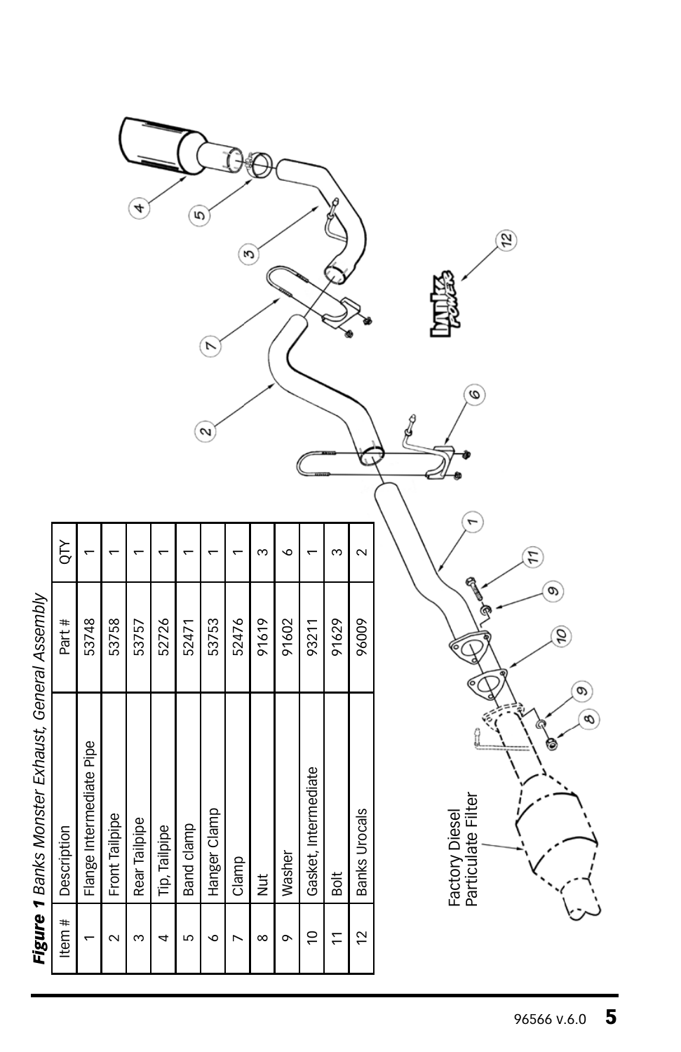***Figure 1** Banks Monster Exhaust, General Assembly*

| Item # | Description | Part # | QTY |
|---|---|---|---|
| 1 | Flange Intermediate Pipe | 53748 | 1 |
| 2 | Front Tailpipe | 53758 | 1 |
| 3 | Rear Tailpipe | 53757 | 1 |
| 4 | Tip, Tailpipe | 52726 | 1 |
| 5 | Band clamp | 52471 | 1 |
| 6 | Hanger Clamp | 53753 | 1 |
| 7 | Clamp | 52476 | 1 |
| 8 | Nut | 91619 | 3 |
| 9 | Washer | 91602 | 6 |
| 10 | Gasket, Intermediate | 93211 | 1 |
| 11 | Bolt | 91629 | 3 |
| 12 | Banks Urocals | 96009 | 2 |

Factory Diesel Particulate Filter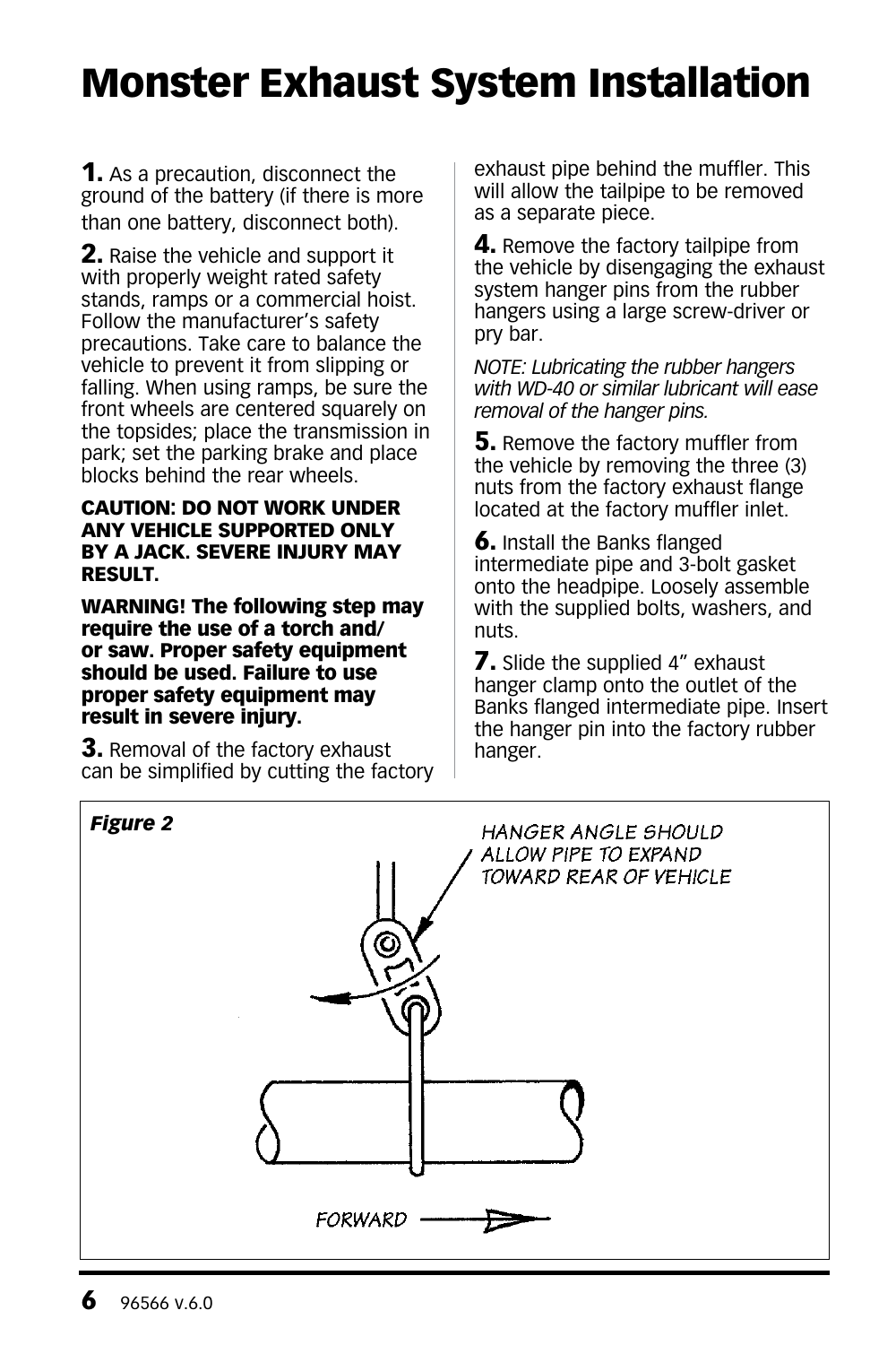# Monster Exhaust System Installation

**1.** As a precaution, disconnect the ground of the battery (if there is more than one battery, disconnect both).

**2.** Raise the vehicle and support it with properly weight rated safety stands, ramps or a commercial hoist. Follow the manufacturer's safety precautions. Take care to balance the vehicle to prevent it from slipping or falling. When using ramps, be sure the front wheels are centered squarely on the topsides; place the transmission in park; set the parking brake and place blocks behind the rear wheels.

**CAUTION: DO NOT WORK UNDER ANY VEHICLE SUPPORTED ONLY BY A JACK. SEVERE INJURY MAY RESULT.**

**WARNING! The following step may require the use of a torch and/ or saw. Proper safety equipment should be used. Failure to use proper safety equipment may result in severe injury.**

**3.** Removal of the factory exhaust can be simplified by cutting the factory exhaust pipe behind the muffler. This will allow the tailpipe to be removed as a separate piece.

**4.** Remove the factory tailpipe from the vehicle by disengaging the exhaust system hanger pins from the rubber hangers using a large screw-driver or pry bar.

*NOTE: Lubricating the rubber hangers with WD-40 or similar lubricant will ease removal of the hanger pins.*

**5.** Remove the factory muffler from the vehicle by removing the three (3) nuts from the factory exhaust flange located at the factory muffler inlet.

**6.** Install the Banks flanged intermediate pipe and 3-bolt gasket onto the headpipe. Loosely assemble with the supplied bolts, washers, and nuts.

**7.** Slide the supplied 4" exhaust hanger clamp onto the outlet of the Banks flanged intermediate pipe. Insert the hanger pin into the factory rubber hanger.

***Figure 2***

HANGER ANGLE SHOULD ALLOW PIPE TO EXPAND TOWARD REAR OF VEHICLE

FORWARD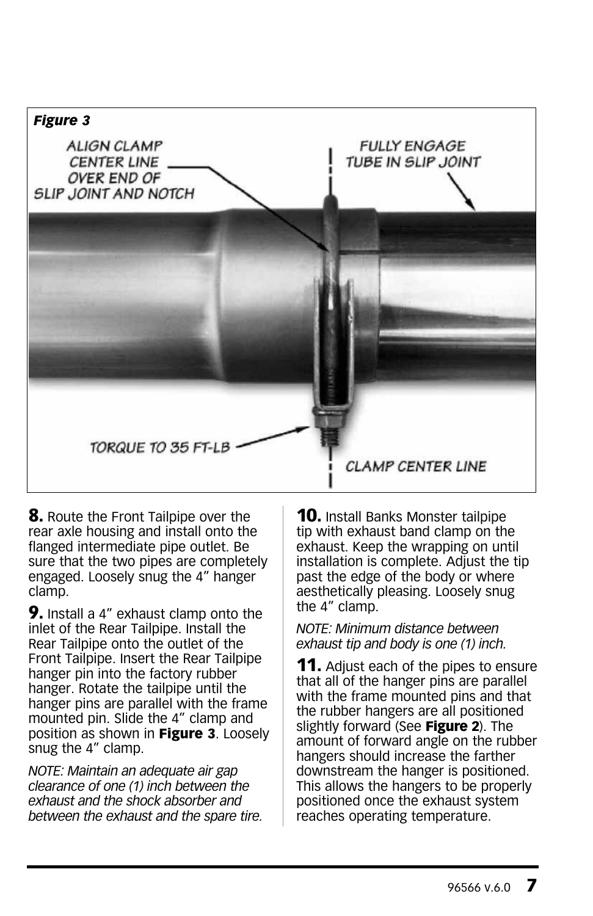*Figure 3*

ALIGN CLAMP CENTER LINE OVER END OF SLIP JOINT AND NOTCH

FULLY ENGAGE TUBE IN SLIP JOINT

TORQUE TO 35 FT-LB

CLAMP CENTER LINE

**8.** Route the Front Tailpipe over the rear axle housing and install onto the flanged intermediate pipe outlet. Be sure that the two pipes are completely engaged. Loosely snug the 4" hanger clamp.

**9.** Install a 4" exhaust clamp onto the inlet of the Rear Tailpipe. Install the Rear Tailpipe onto the outlet of the Front Tailpipe. Insert the Rear Tailpipe hanger pin into the factory rubber hanger. Rotate the tailpipe until the hanger pins are parallel with the frame mounted pin. Slide the 4" clamp and position as shown in **Figure 3**. Loosely snug the 4" clamp.

*NOTE: Maintain an adequate air gap clearance of one (1) inch between the exhaust and the shock absorber and between the exhaust and the spare tire.*

**10.** Install Banks Monster tailpipe tip with exhaust band clamp on the exhaust. Keep the wrapping on until installation is complete. Adjust the tip past the edge of the body or where aesthetically pleasing. Loosely snug the 4" clamp.

*NOTE: Minimum distance between exhaust tip and body is one (1) inch.*

**11.** Adjust each of the pipes to ensure that all of the hanger pins are parallel with the frame mounted pins and that the rubber hangers are all positioned slightly forward (See **Figure 2**). The amount of forward angle on the rubber hangers should increase the farther downstream the hanger is positioned. This allows the hangers to be properly positioned once the exhaust system reaches operating temperature.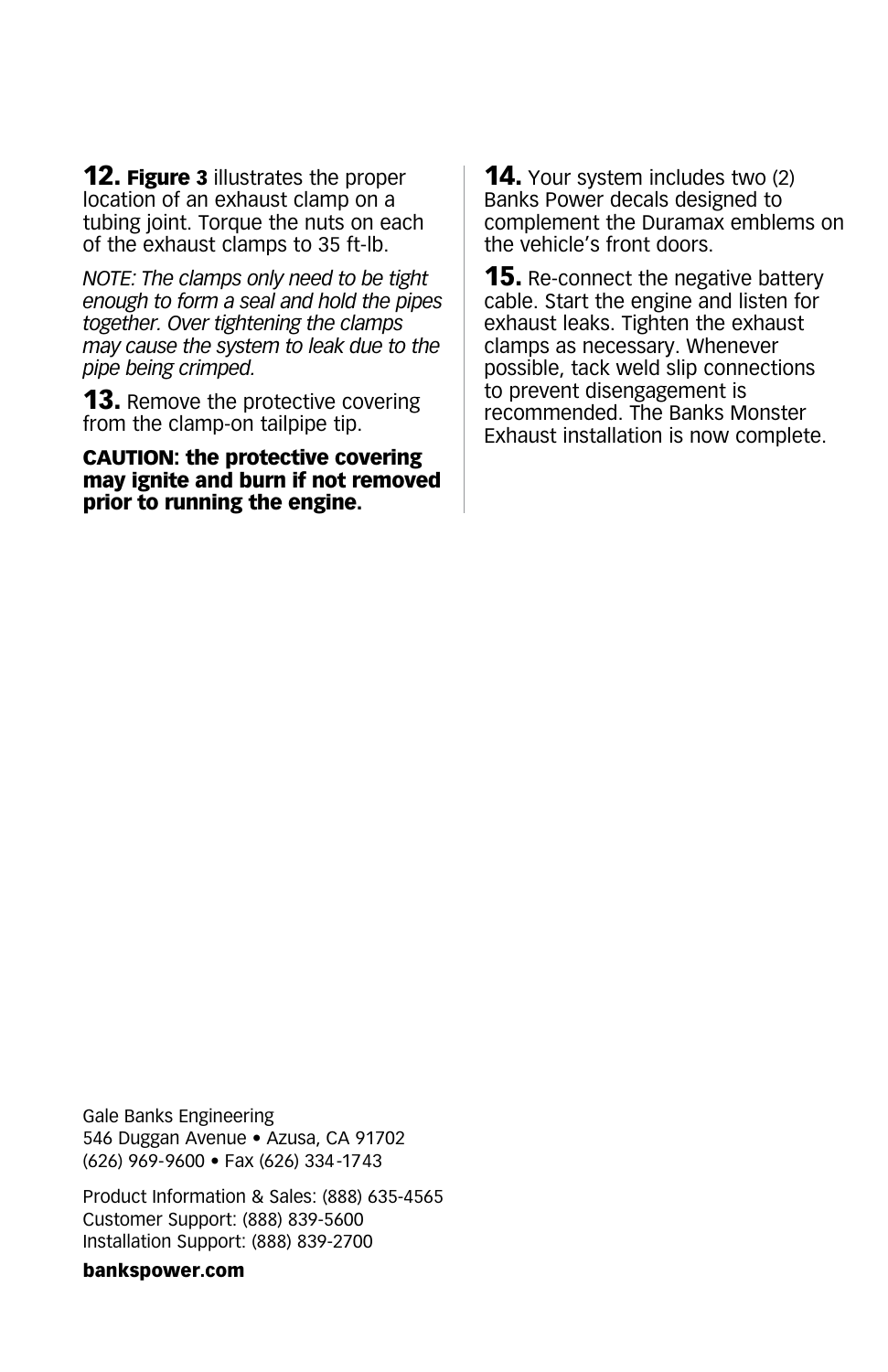**12. Figure 3** illustrates the proper location of an exhaust clamp on a tubing joint. Torque the nuts on each of the exhaust clamps to 35 ft-lb.

*NOTE: The clamps only need to be tight enough to form a seal and hold the pipes together. Over tightening the clamps may cause the system to leak due to the pipe being crimped.*

**13.** Remove the protective covering from the clamp-on tailpipe tip.

**CAUTION: the protective covering may ignite and burn if not removed prior to running the engine.**

**14.** Your system includes two (2) Banks Power decals designed to complement the Duramax emblems on the vehicle's front doors.

**15.** Re-connect the negative battery cable. Start the engine and listen for exhaust leaks. Tighten the exhaust clamps as necessary. Whenever possible, tack weld slip connections to prevent disengagement is recommended. The Banks Monster Exhaust installation is now complete.

Gale Banks Engineering
546 Duggan Avenue • Azusa, CA 91702
(626) 969-9600 • Fax (626) 334-1743

Product Information & Sales: (888) 635-4565
Customer Support: (888) 839-5600
Installation Support: (888) 839-2700

**bankspower.com**